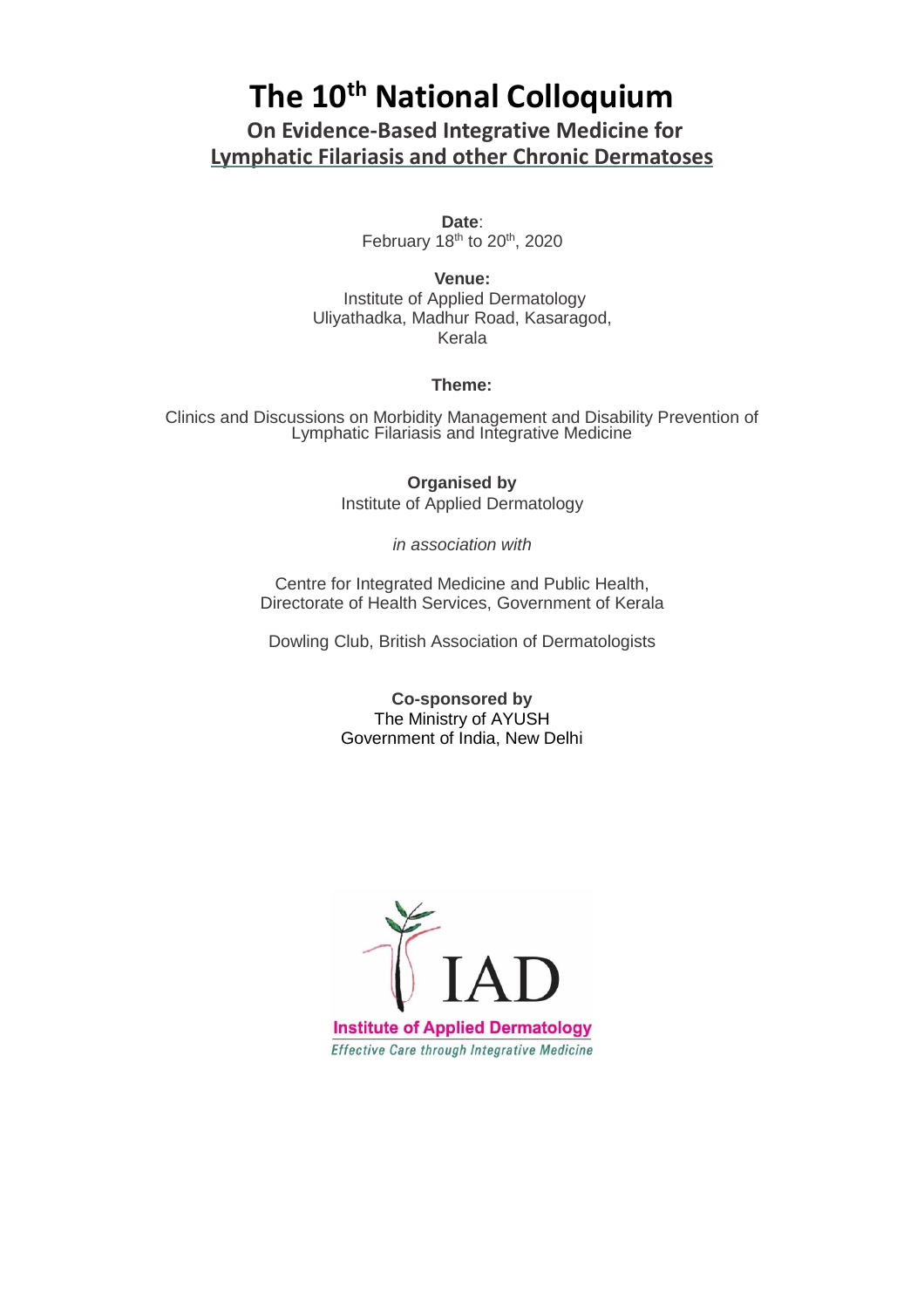# The 10th National Colloquium

## On Evidence-Based Integrative Medicine for Lymphatic Filariasis and other Chronic Dermatoses

**Date**:
February 18th to 20th, 2020

**Venue:**
Institute of Applied Dermatology
Uliyathadka, Madhur Road, Kasaragod,
Kerala

**Theme:**

Clinics and Discussions on Morbidity Management and Disability Prevention of Lymphatic Filariasis and Integrative Medicine

**Organised by**
Institute of Applied Dermatology

*in association with*

Centre for Integrated Medicine and Public Health,
Directorate of Health Services, Government of Kerala

Dowling Club, British Association of Dermatologists

**Co-sponsored by**
The Ministry of AYUSH
Government of India, New Delhi

IAD
Institute of Applied Dermatology
*Effective Care through Integrative Medicine*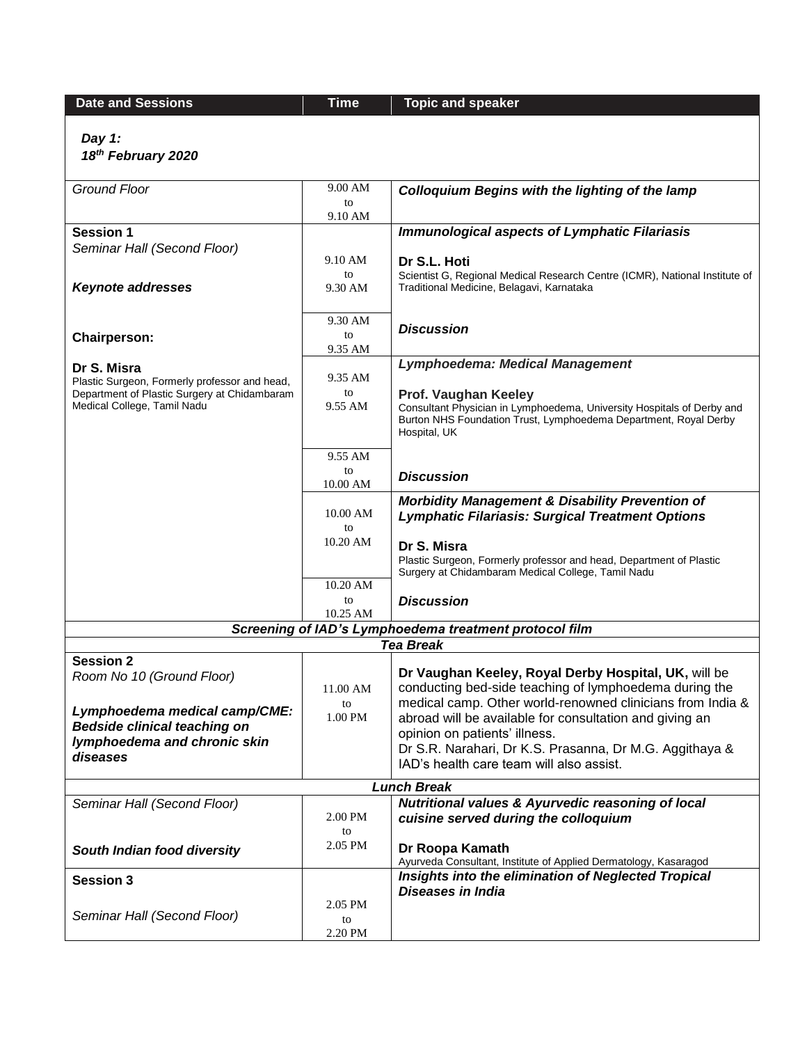| Date and Sessions | Time | Topic and speaker |
|---|---|---|
| ***Day 1:*** ***18th February 2020*** | | |
| *Ground Floor* | 9.00 AM to 9.10 AM | ***Colloquium Begins with the lighting of the lamp*** |
| **Session 1** *Seminar Hall (Second Floor)* ***Keynote addresses*** | 9.10 AM to 9.30 AM | ***Immunological aspects of Lymphatic Filariasis*** **Dr S.L. Hoti** Scientist G, Regional Medical Research Centre (ICMR), National Institute of Traditional Medicine, Belagavi, Karnataka |
| **Chairperson:** | 9.30 AM to 9.35 AM | ***Discussion*** |
| **Dr S. Misra** Plastic Surgeon, Formerly professor and head, Department of Plastic Surgery at Chidambaram Medical College, Tamil Nadu | 9.35 AM to 9.55 AM | ***Lymphoedema: Medical Management*** **Prof. Vaughan Keeley** Consultant Physician in Lymphoedema, University Hospitals of Derby and Burton NHS Foundation Trust, Lymphoedema Department, Royal Derby Hospital, UK |
| | 9.55 AM to 10.00 AM | ***Discussion*** |
| | 10.00 AM to 10.20 AM | ***Morbidity Management & Disability Prevention of Lymphatic Filariasis: Surgical Treatment Options*** **Dr S. Misra** Plastic Surgeon, Formerly professor and head, Department of Plastic Surgery at Chidambaram Medical College, Tamil Nadu |
| | 10.20 AM to 10.25 AM | ***Discussion*** |
| ***Screening of IAD's Lymphoedema treatment protocol film*** | | |
| ***Tea Break*** | | |
| **Session 2** *Room No 10 (Ground Floor)* ***Lymphoedema medical camp/CME: Bedside clinical teaching on lymphoedema and chronic skin diseases*** | 11.00 AM to 1.00 PM | **Dr Vaughan Keeley, Royal Derby Hospital, UK,** will be conducting bed-side teaching of lymphoedema during the medical camp. Other world-renowned clinicians from India & abroad will be available for consultation and giving an opinion on patients' illness. Dr S.R. Narahari, Dr K.S. Prasanna, Dr M.G. Aggithaya & IAD's health care team will also assist. |
| ***Lunch Break*** | | |
| *Seminar Hall (Second Floor)* ***South Indian food diversity*** | 2.00 PM to 2.05 PM | ***Nutritional values & Ayurvedic reasoning of local cuisine served during the colloquium*** **Dr Roopa Kamath** Ayurveda Consultant, Institute of Applied Dermatology, Kasaragod |
| **Session 3** *Seminar Hall (Second Floor)* | 2.05 PM to 2.20 PM | ***Insights into the elimination of Neglected Tropical Diseases in India*** |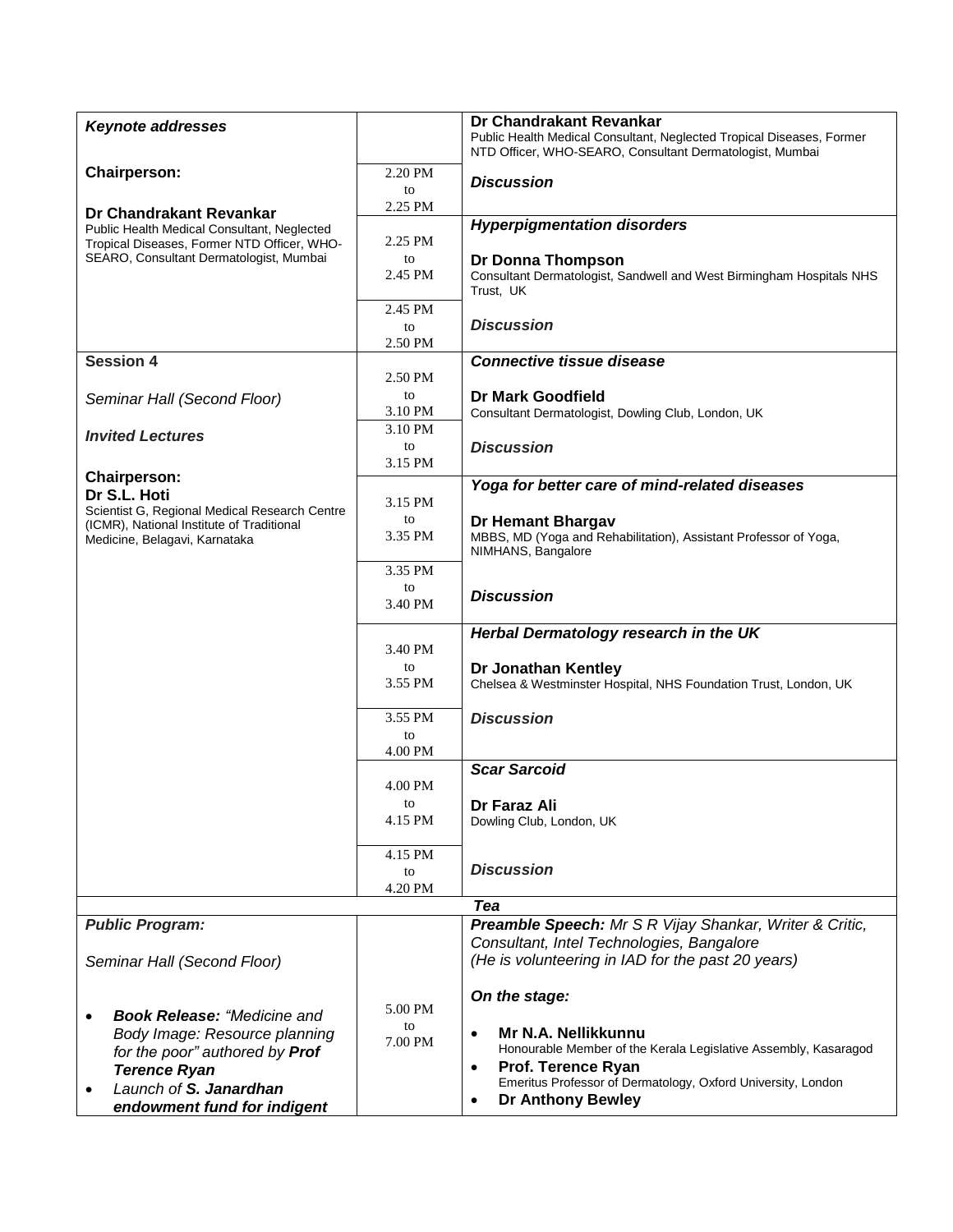| | | |
|---|---|---|
| ***Keynote addresses*** | | **Dr Chandrakant Revankar**<br>Public Health Medical Consultant, Neglected Tropical Diseases, Former NTD Officer, WHO-SEARO, Consultant Dermatologist, Mumbai |
| **Chairperson:**<br><br>**Dr Chandrakant Revankar**<br>Public Health Medical Consultant, Neglected Tropical Diseases, Former NTD Officer, WHO-SEARO, Consultant Dermatologist, Mumbai | 2.20 PM to 2.25 PM | ***Discussion*** |
| | 2.25 PM to 2.45 PM | ***Hyperpigmentation disorders***<br><br>**Dr Donna Thompson**<br>Consultant Dermatologist, Sandwell and West Birmingham Hospitals NHS Trust, UK |
| | 2.45 PM to 2.50 PM | ***Discussion*** |
| **Session 4**<br><br>*Seminar Hall (Second Floor)*<br><br>***Invited Lectures***<br><br>**Chairperson:**<br>**Dr S.L. Hoti**<br>Scientist G, Regional Medical Research Centre (ICMR), National Institute of Traditional Medicine, Belagavi, Karnataka | 2.50 PM to 3.10 PM | ***Connective tissue disease***<br><br>**Dr Mark Goodfield**<br>Consultant Dermatologist, Dowling Club, London, UK |
| | 3.10 PM to 3.15 PM | ***Discussion*** |
| | 3.15 PM to 3.35 PM | ***Yoga for better care of mind-related diseases***<br><br>**Dr Hemant Bhargav**<br>MBBS, MD (Yoga and Rehabilitation), Assistant Professor of Yoga, NIMHANS, Bangalore |
| | 3.35 PM to 3.40 PM | ***Discussion*** |
| | 3.40 PM to 3.55 PM | ***Herbal Dermatology research in the UK***<br><br>**Dr Jonathan Kentley**<br>Chelsea & Westminster Hospital, NHS Foundation Trust, London, UK |
| | 3.55 PM to 4.00 PM | ***Discussion*** |
| | 4.00 PM to 4.15 PM | ***Scar Sarcoid***<br><br>**Dr Faraz Ali**<br>Dowling Club, London, UK |
| | 4.15 PM to 4.20 PM | ***Discussion*** |
| | | ***Tea*** |
| ***Public Program:***<br><br>*Seminar Hall (Second Floor)*<br><br>• ***Book Release:** "Medicine and Body Image: Resource planning for the poor" authored by **Prof Terence Ryan***<br>• *Launch of **S. Janardhan endowment fund for indigent*** | 5.00 PM to 7.00 PM | ***Preamble Speech:** Mr S R Vijay Shankar, Writer & Critic, Consultant, Intel Technologies, Bangalore (He is volunteering in IAD for the past 20 years)*<br><br>***On the stage:***<br><br>• **Mr N.A. Nellikkunnu**<br>Honourable Member of the Kerala Legislative Assembly, Kasaragod<br>• **Prof. Terence Ryan**<br>Emeritus Professor of Dermatology, Oxford University, London<br>• **Dr Anthony Bewley** |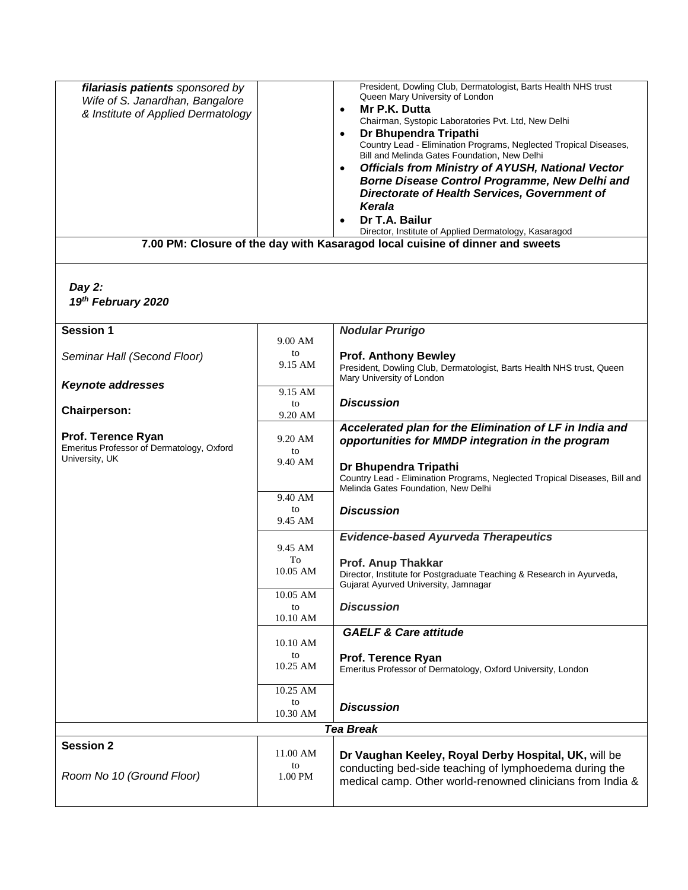| | | |
|---|---|---|
| ***filariasis patients*** *sponsored by Wife of S. Janardhan, Bangalore & Institute of Applied Dermatology* | | President, Dowling Club, Dermatologist, Barts Health NHS trust Queen Mary University of London<br>• **Mr P.K. Dutta**<br>Chairman, Systopic Laboratories Pvt. Ltd, New Delhi<br>• **Dr Bhupendra Tripathi**<br>Country Lead - Elimination Programs, Neglected Tropical Diseases, Bill and Melinda Gates Foundation, New Delhi<br>• ***Officials from Ministry of AYUSH, National Vector Borne Disease Control Programme, New Delhi and Directorate of Health Services, Government of Kerala***<br>• **Dr T.A. Bailur**<br>Director, Institute of Applied Dermatology, Kasaragod |

**7.00 PM: Closure of the day with Kasaragod local cuisine of dinner and sweets**

***Day 2:***
***19th February 2020***

| | | |
|---|---|---|
| **Session 1**<br><br>*Seminar Hall (Second Floor)*<br><br>***Keynote addresses***<br><br>**Chairperson:**<br><br>**Prof. Terence Ryan**<br>Emeritus Professor of Dermatology, Oxford University, UK | 9.00 AM to 9.15 AM | ***Nodular Prurigo***<br><br>**Prof. Anthony Bewley**<br>President, Dowling Club, Dermatologist, Barts Health NHS trust, Queen Mary University of London |
| | 9.15 AM to 9.20 AM | ***Discussion*** |
| | 9.20 AM to 9.40 AM | ***Accelerated plan for the Elimination of LF in India and opportunities for MMDP integration in the program***<br><br>**Dr Bhupendra Tripathi**<br>Country Lead - Elimination Programs, Neglected Tropical Diseases, Bill and Melinda Gates Foundation, New Delhi |
| | 9.40 AM to 9.45 AM | ***Discussion*** |
| | 9.45 AM To 10.05 AM | ***Evidence-based Ayurveda Therapeutics***<br><br>**Prof. Anup Thakkar**<br>Director, Institute for Postgraduate Teaching & Research in Ayurveda, Gujarat Ayurved University, Jamnagar |
| | 10.05 AM to 10.10 AM | ***Discussion*** |
| | 10.10 AM to 10.25 AM | ***GAELF & Care attitude***<br><br>**Prof. Terence Ryan**<br>Emeritus Professor of Dermatology, Oxford University, London |
| | 10.25 AM to 10.30 AM | ***Discussion*** |

***Tea Break***

| | | |
|---|---|---|
| **Session 2**<br><br>*Room No 10 (Ground Floor)* | 11.00 AM to 1.00 PM | **Dr Vaughan Keeley, Royal Derby Hospital, UK,** will be conducting bed-side teaching of lymphoedema during the medical camp. Other world-renowned clinicians from India & |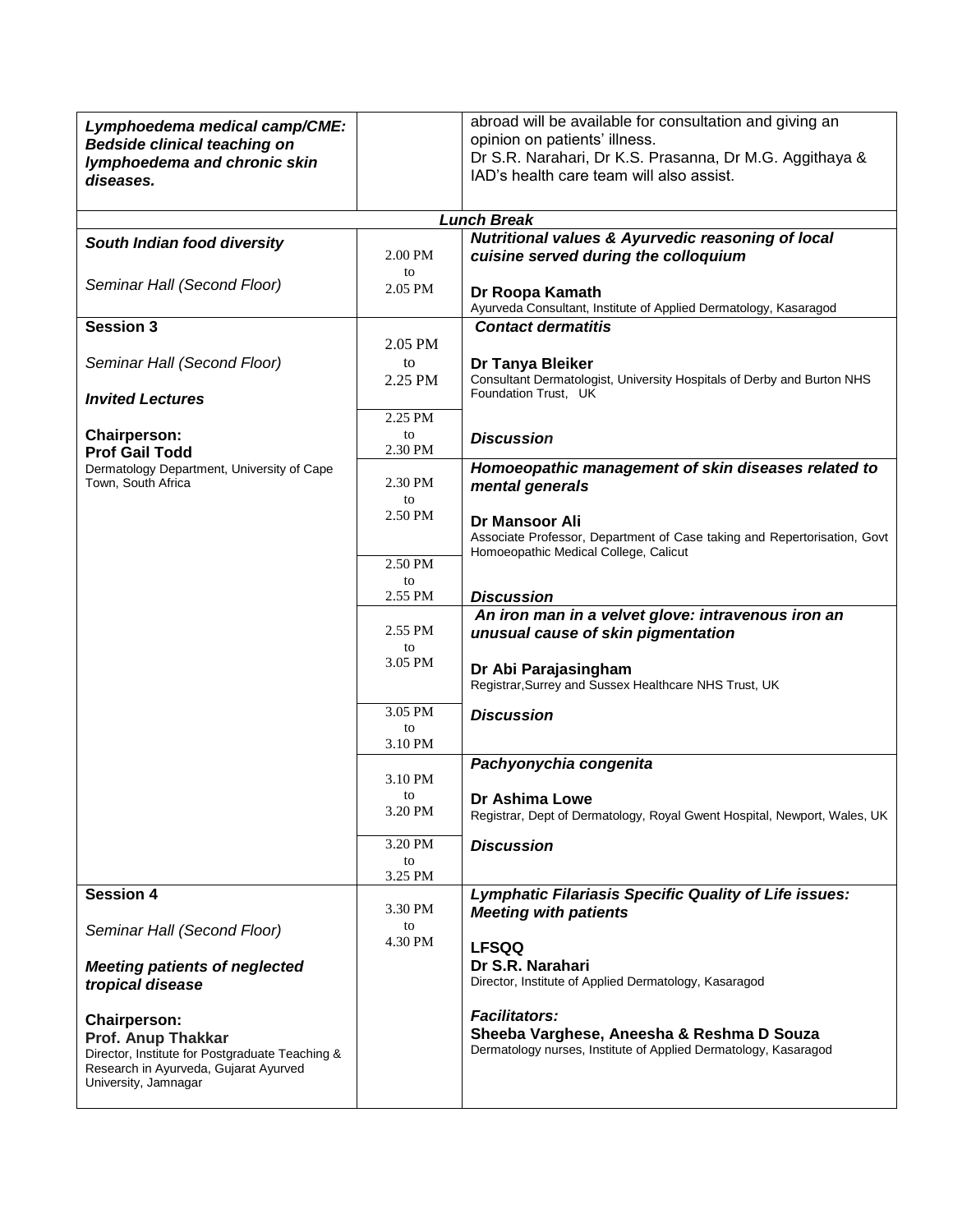| | | |
|---|---|---|
| ***Lymphoedema medical camp/CME: Bedside clinical teaching on lymphoedema and chronic skin diseases.*** | | abroad will be available for consultation and giving an opinion on patients' illness.<br>Dr S.R. Narahari, Dr K.S. Prasanna, Dr M.G. Aggithaya & IAD's health care team will also assist. |
| | ***Lunch Break*** | |
| ***South Indian food diversity***<br><br>*Seminar Hall (Second Floor)* | 2.00 PM to 2.05 PM | ***Nutritional values & Ayurvedic reasoning of local cuisine served during the colloquium***<br><br>**Dr Roopa Kamath**<br>Ayurveda Consultant, Institute of Applied Dermatology, Kasaragod |
| **Session 3**<br><br>*Seminar Hall (Second Floor)*<br><br>***Invited Lectures***<br><br>**Chairperson:**<br>**Prof Gail Todd**<br>Dermatology Department, University of Cape Town, South Africa | 2.05 PM to 2.25 PM | ***Contact dermatitis***<br><br>**Dr Tanya Bleiker**<br>Consultant Dermatologist, University Hospitals of Derby and Burton NHS Foundation Trust, UK |
| | 2.25 PM to 2.30 PM | ***Discussion*** |
| | 2.30 PM to 2.50 PM | ***Homoeopathic management of skin diseases related to mental generals***<br><br>**Dr Mansoor Ali**<br>Associate Professor, Department of Case taking and Repertorisation, Govt Homoeopathic Medical College, Calicut |
| | 2.50 PM to 2.55 PM | ***Discussion*** |
| | 2.55 PM to 3.05 PM | ***An iron man in a velvet glove: intravenous iron an unusual cause of skin pigmentation***<br><br>**Dr Abi Parajasingham**<br>Registrar,Surrey and Sussex Healthcare NHS Trust, UK |
| | 3.05 PM to 3.10 PM | ***Discussion*** |
| | 3.10 PM to 3.20 PM | ***Pachyonychia congenita***<br><br>**Dr Ashima Lowe**<br>Registrar, Dept of Dermatology, Royal Gwent Hospital, Newport, Wales, UK |
| | 3.20 PM to 3.25 PM | ***Discussion*** |
| **Session 4**<br><br>*Seminar Hall (Second Floor)*<br><br>***Meeting patients of neglected tropical disease***<br><br>**Chairperson:**<br>**Prof. Anup Thakkar**<br>Director, Institute for Postgraduate Teaching & Research in Ayurveda, Gujarat Ayurved University, Jamnagar | 3.30 PM to 4.30 PM | ***Lymphatic Filariasis Specific Quality of Life issues: Meeting with patients***<br><br>**LFSQQ**<br>**Dr S.R. Narahari**<br>Director, Institute of Applied Dermatology, Kasaragod<br><br>***Facilitators:***<br>**Sheeba Varghese, Aneesha & Reshma D Souza**<br>Dermatology nurses, Institute of Applied Dermatology, Kasaragod |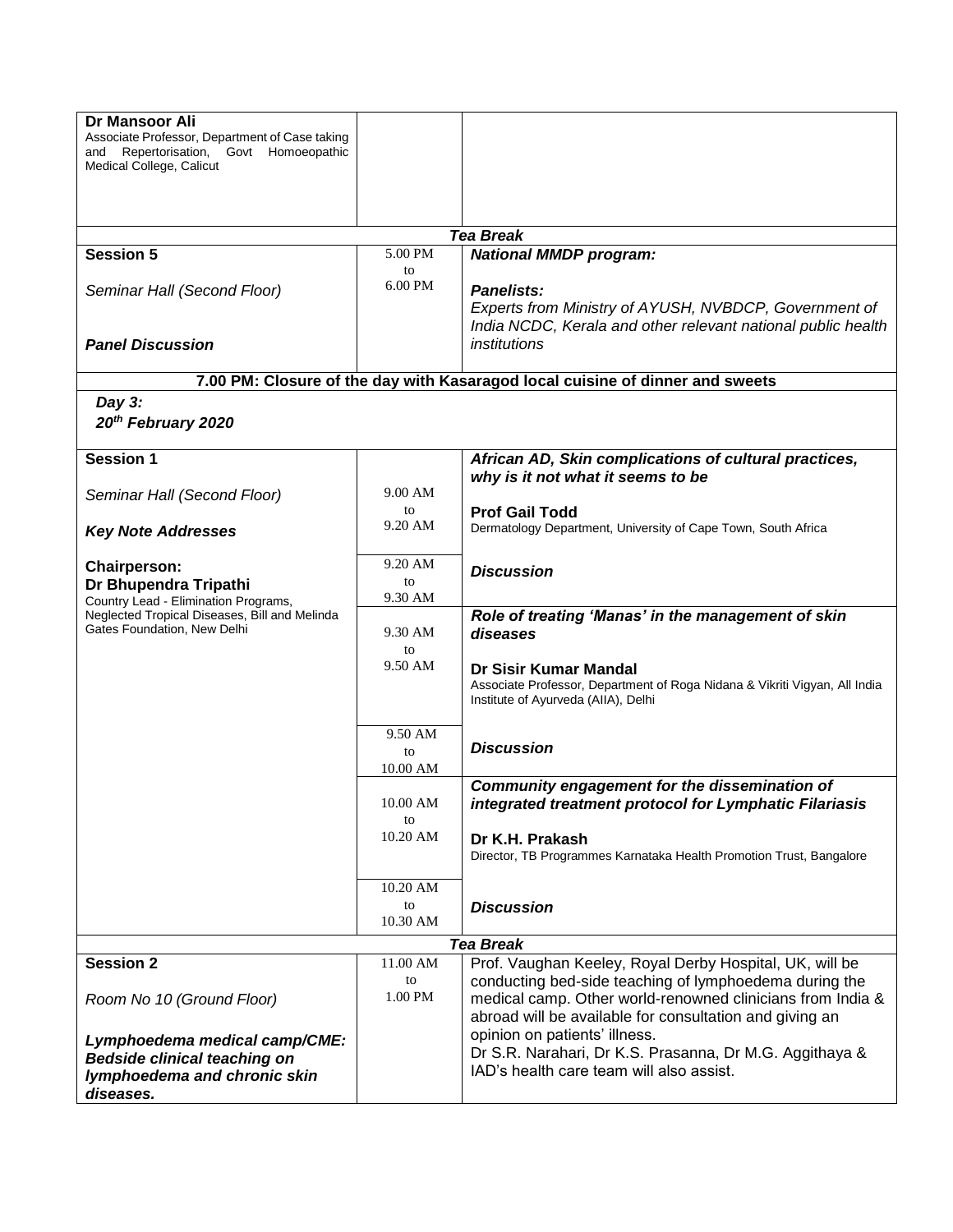| | | |
|---|---|---|
| **Dr Mansoor Ali**<br>Associate Professor, Department of Case taking and Repertorisation, Govt Homoeopathic Medical College, Calicut | | |
| ***Tea Break*** | | |
| **Session 5**<br><br>*Seminar Hall (Second Floor)*<br><br>***Panel Discussion*** | 5.00 PM to 6.00 PM | ***National MMDP program:***<br><br>***Panelists:***<br>*Experts from Ministry of AYUSH, NVBDCP, Government of India NCDC, Kerala and other relevant national public health institutions* |
| **7.00 PM: Closure of the day with Kasaragod local cuisine of dinner and sweets** | | |

***Day 3:***
***20th February 2020***

| | | |
|---|---|---|
| **Session 1**<br><br>*Seminar Hall (Second Floor)*<br><br>***Key Note Addresses***<br><br>**Chairperson:**<br>**Dr Bhupendra Tripathi**<br>Country Lead - Elimination Programs, Neglected Tropical Diseases, Bill and Melinda Gates Foundation, New Delhi | 9.00 AM to 9.20 AM | ***African AD, Skin complications of cultural practices, why is it not what it seems to be***<br><br>**Prof Gail Todd**<br>Dermatology Department, University of Cape Town, South Africa |
| | 9.20 AM to 9.30 AM | ***Discussion*** |
| | 9.30 AM to 9.50 AM | ***Role of treating 'Manas' in the management of skin diseases***<br><br>**Dr Sisir Kumar Mandal**<br>Associate Professor, Department of Roga Nidana & Vikriti Vigyan, All India Institute of Ayurveda (AIIA), Delhi |
| | 9.50 AM to 10.00 AM | ***Discussion*** |
| | 10.00 AM to 10.20 AM | ***Community engagement for the dissemination of integrated treatment protocol for Lymphatic Filariasis***<br><br>**Dr K.H. Prakash**<br>Director, TB Programmes Karnataka Health Promotion Trust, Bangalore |
| | 10.20 AM to 10.30 AM | ***Discussion*** |
| ***Tea Break*** | | |
| **Session 2**<br><br>*Room No 10 (Ground Floor)*<br><br>***Lymphoedema medical camp/CME: Bedside clinical teaching on lymphoedema and chronic skin diseases.*** | 11.00 AM to 1.00 PM | Prof. Vaughan Keeley, Royal Derby Hospital, UK, will be conducting bed-side teaching of lymphoedema during the medical camp. Other world-renowned clinicians from India & abroad will be available for consultation and giving an opinion on patients' illness.<br>Dr S.R. Narahari, Dr K.S. Prasanna, Dr M.G. Aggithaya & IAD's health care team will also assist. |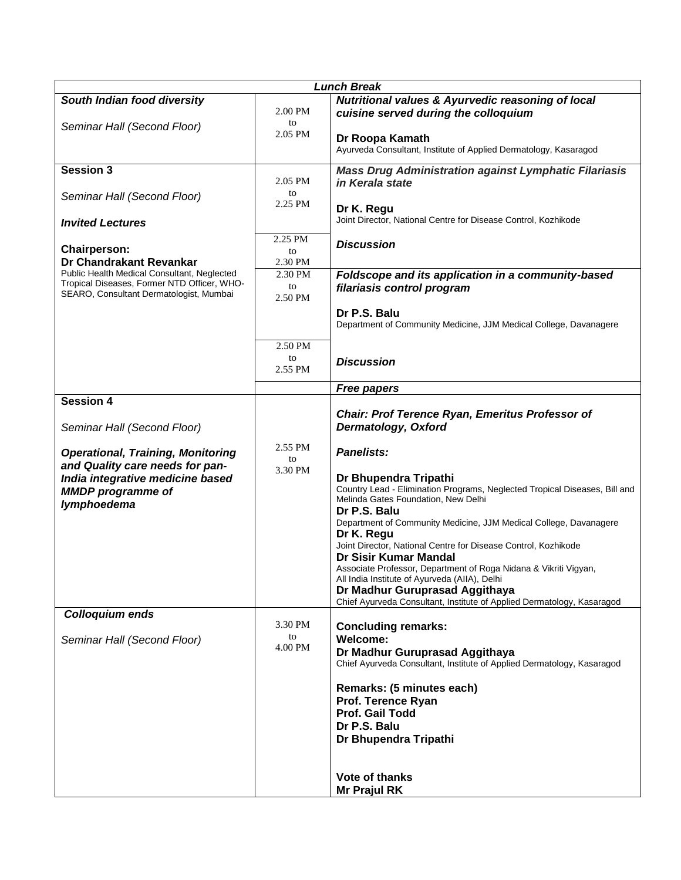| ***Lunch Break*** | | |
|---|---|---|
| ***South Indian food diversity***<br><br>*Seminar Hall (Second Floor)* | 2.00 PM<br>to<br>2.05 PM | ***Nutritional values & Ayurvedic reasoning of local cuisine served during the colloquium***<br><br>**Dr Roopa Kamath**<br>Ayurveda Consultant, Institute of Applied Dermatology, Kasaragod |
| **Session 3**<br><br>*Seminar Hall (Second Floor)*<br><br>***Invited Lectures***<br><br>**Chairperson:**<br>**Dr Chandrakant Revankar**<br>Public Health Medical Consultant, Neglected Tropical Diseases, Former NTD Officer, WHO-SEARO, Consultant Dermatologist, Mumbai | 2.05 PM<br>to<br>2.25 PM | ***Mass Drug Administration against Lymphatic Filariasis in Kerala state***<br><br>**Dr K. Regu**<br>Joint Director, National Centre for Disease Control, Kozhikode |
| | 2.25 PM<br>to<br>2.30 PM | ***Discussion*** |
| | 2.30 PM<br>to<br>2.50 PM | ***Foldscope and its application in a community-based filariasis control program***<br><br>**Dr P.S. Balu**<br>Department of Community Medicine, JJM Medical College, Davanagere |
| | 2.50 PM<br>to<br>2.55 PM | ***Discussion*** |
| | | ***Free papers*** |
| **Session 4**<br><br>*Seminar Hall (Second Floor)*<br><br>***Operational, Training, Monitoring and Quality care needs for pan-India integrative medicine based MMDP programme of lymphoedema*** | 2.55 PM<br>to<br>3.30 PM | ***Chair: Prof Terence Ryan, Emeritus Professor of Dermatology, Oxford***<br><br>***Panelists:***<br><br>**Dr Bhupendra Tripathi**<br>Country Lead - Elimination Programs, Neglected Tropical Diseases, Bill and Melinda Gates Foundation, New Delhi<br>**Dr P.S. Balu**<br>Department of Community Medicine, JJM Medical College, Davanagere<br>**Dr K. Regu**<br>Joint Director, National Centre for Disease Control, Kozhikode<br>**Dr Sisir Kumar Mandal**<br>Associate Professor, Department of Roga Nidana & Vikriti Vigyan, All India Institute of Ayurveda (AIIA), Delhi<br>**Dr Madhur Guruprasad Aggithaya**<br>Chief Ayurveda Consultant, Institute of Applied Dermatology, Kasaragod |
| ***Colloquium ends***<br><br>*Seminar Hall (Second Floor)* | 3.30 PM<br>to<br>4.00 PM | **Concluding remarks:**<br>**Welcome:**<br>**Dr Madhur Guruprasad Aggithaya**<br>Chief Ayurveda Consultant, Institute of Applied Dermatology, Kasaragod<br><br>**Remarks: (5 minutes each)**<br>**Prof. Terence Ryan**<br>**Prof. Gail Todd**<br>**Dr P.S. Balu**<br>**Dr Bhupendra Tripathi**<br><br>**Vote of thanks**<br>**Mr Prajul RK** |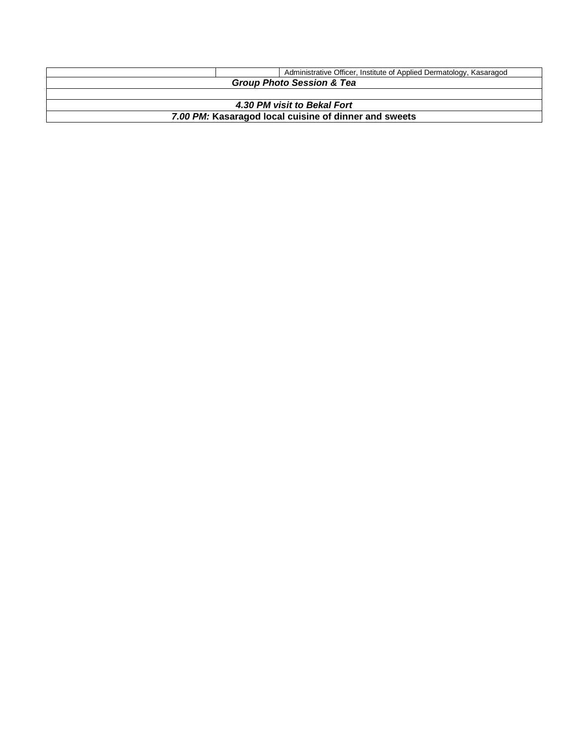| | | |
|---|---|---|
| | | Administrative Officer, Institute of Applied Dermatology, Kasaragod |
| ***Group Photo Session & Tea*** | | |
| | | |
| ***4.30 PM visit to Bekal Fort*** | | |
| ***7.00 PM:*** **Kasaragod local cuisine of dinner and sweets** | | |